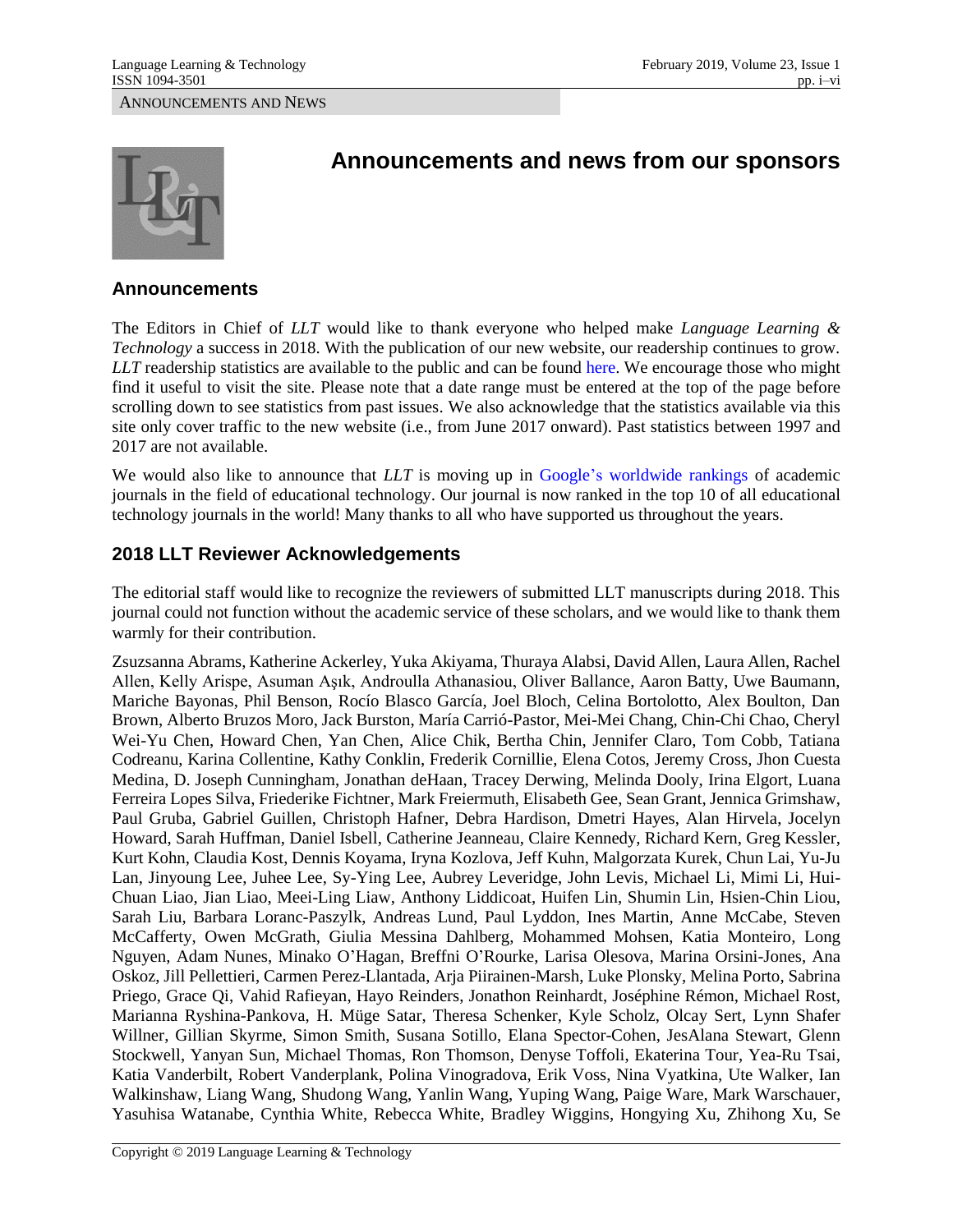ANNOUNCEMENTS AND NEWS

# Announcements and news from our sponsors

## Announcements

The Editors in Chief of *LLT* would like to thank everyone who helped make *Language Learning & Technology* a success in 2018. With the publication of our new website, our readership continues to grow. *LLT* readership statistics are available to the public and can be found here. We encourage those who might find it useful to visit the site. Please note that a date range must be entered at the top of the page before scrolling down to see statistics from past issues. We also acknowledge that the statistics available via this site only cover traffic to the new website (i.e., from June 2017 onward). Past statistics between 1997 and 2017 are not available.

We would also like to announce that *LLT* is moving up in Google's worldwide rankings of academic journals in the field of educational technology. Our journal is now ranked in the top 10 of all educational technology journals in the world! Many thanks to all who have supported us throughout the years.

## 2018 LLT Reviewer Acknowledgements

The editorial staff would like to recognize the reviewers of submitted LLT manuscripts during 2018. This journal could not function without the academic service of these scholars, and we would like to thank them warmly for their contribution.

Zsuzsanna Abrams, Katherine Ackerley, Yuka Akiyama, Thuraya Alabsi, David Allen, Laura Allen, Rachel Allen, Kelly Arispe, Asuman Aşık, Androulla Athanasiou, Oliver Ballance, Aaron Batty, Uwe Baumann, Mariche Bayonas, Phil Benson, Rocío Blasco García, Joel Bloch, Celina Bortolotto, Alex Boulton, Dan Brown, Alberto Bruzos Moro, Jack Burston, María Carrió-Pastor, Mei-Mei Chang, Chin-Chi Chao, Cheryl Wei-Yu Chen, Howard Chen, Yan Chen, Alice Chik, Bertha Chin, Jennifer Claro, Tom Cobb, Tatiana Codreanu, Karina Collentine, Kathy Conklin, Frederik Cornillie, Elena Cotos, Jeremy Cross, Jhon Cuesta Medina, D. Joseph Cunningham, Jonathan deHaan, Tracey Derwing, Melinda Dooly, Irina Elgort, Luana Ferreira Lopes Silva, Friederike Fichtner, Mark Freiermuth, Elisabeth Gee, Sean Grant, Jennica Grimshaw, Paul Gruba, Gabriel Guillen, Christoph Hafner, Debra Hardison, Dmetri Hayes, Alan Hirvela, Jocelyn Howard, Sarah Huffman, Daniel Isbell, Catherine Jeanneau, Claire Kennedy, Richard Kern, Greg Kessler, Kurt Kohn, Claudia Kost, Dennis Koyama, Iryna Kozlova, Jeff Kuhn, Malgorzata Kurek, Chun Lai, Yu-Ju Lan, Jinyoung Lee, Juhee Lee, Sy-Ying Lee, Aubrey Leveridge, John Levis, Michael Li, Mimi Li, Hui-Chuan Liao, Jian Liao, Meei-Ling Liaw, Anthony Liddicoat, Huifen Lin, Shumin Lin, Hsien-Chin Liou, Sarah Liu, Barbara Loranc-Paszylk, Andreas Lund, Paul Lyddon, Ines Martin, Anne McCabe, Steven McCafferty, Owen McGrath, Giulia Messina Dahlberg, Mohammed Mohsen, Katia Monteiro, Long Nguyen, Adam Nunes, Minako O'Hagan, Breffni O'Rourke, Larisa Olesova, Marina Orsini-Jones, Ana Oskoz, Jill Pellettieri, Carmen Perez-Llantada, Arja Piirainen-Marsh, Luke Plonsky, Melina Porto, Sabrina Priego, Grace Qi, Vahid Rafieyan, Hayo Reinders, Jonathon Reinhardt, Joséphine Rémon, Michael Rost, Marianna Ryshina-Pankova, H. Müge Satar, Theresa Schenker, Kyle Scholz, Olcay Sert, Lynn Shafer Willner, Gillian Skyrme, Simon Smith, Susana Sotillo, Elana Spector-Cohen, JesAlana Stewart, Glenn Stockwell, Yanyan Sun, Michael Thomas, Ron Thomson, Denyse Toffoli, Ekaterina Tour, Yea-Ru Tsai, Katia Vanderbilt, Robert Vanderplank, Polina Vinogradova, Erik Voss, Nina Vyatkina, Ute Walker, Ian Walkinshaw, Liang Wang, Shudong Wang, Yanlin Wang, Yuping Wang, Paige Ware, Mark Warschauer, Yasuhisa Watanabe, Cynthia White, Rebecca White, Bradley Wiggins, Hongying Xu, Zhihong Xu, Se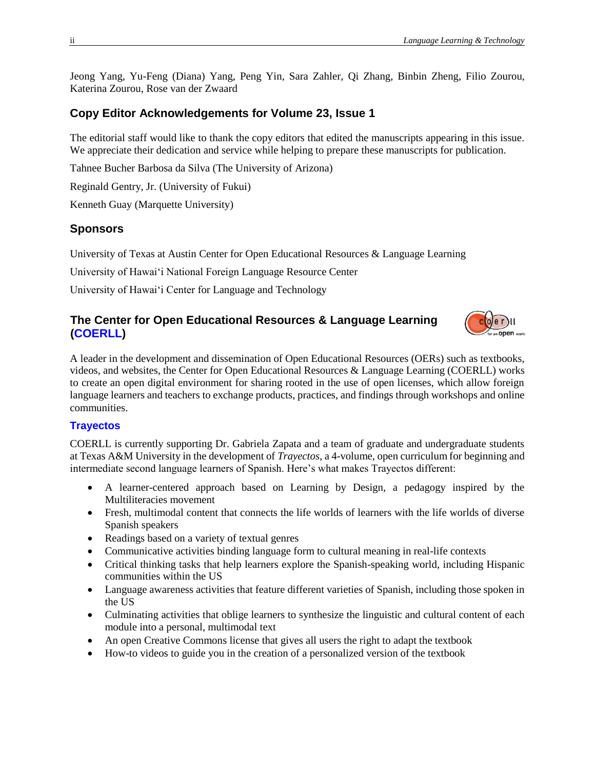Jeong Yang, Yu-Feng (Diana) Yang, Peng Yin, Sara Zahler, Qi Zhang, Binbin Zheng, Filio Zourou, Katerina Zourou, Rose van der Zwaard

## Copy Editor Acknowledgements for Volume 23, Issue 1

The editorial staff would like to thank the copy editors that edited the manuscripts appearing in this issue. We appreciate their dedication and service while helping to prepare these manuscripts for publication.

Tahnee Bucher Barbosa da Silva (The University of Arizona)

Reginald Gentry, Jr. (University of Fukui)

Kenneth Guay (Marquette University)

## Sponsors

University of Texas at Austin Center for Open Educational Resources & Language Learning

University of Hawai'i National Foreign Language Resource Center

University of Hawai'i Center for Language and Technology

## The Center for Open Educational Resources & Language Learning (COERLL)

A leader in the development and dissemination of Open Educational Resources (OERs) such as textbooks, videos, and websites, the Center for Open Educational Resources & Language Learning (COERLL) works to create an open digital environment for sharing rooted in the use of open licenses, which allow foreign language learners and teachers to exchange products, practices, and findings through workshops and online communities.

### Trayectos

COERLL is currently supporting Dr. Gabriela Zapata and a team of graduate and undergraduate students at Texas A&M University in the development of *Trayectos*, a 4-volume, open curriculum for beginning and intermediate second language learners of Spanish. Here's what makes Trayectos different:

- A learner-centered approach based on Learning by Design, a pedagogy inspired by the Multiliteracies movement
- Fresh, multimodal content that connects the life worlds of learners with the life worlds of diverse Spanish speakers
- Readings based on a variety of textual genres
- Communicative activities binding language form to cultural meaning in real-life contexts
- Critical thinking tasks that help learners explore the Spanish-speaking world, including Hispanic communities within the US
- Language awareness activities that feature different varieties of Spanish, including those spoken in the US
- Culminating activities that oblige learners to synthesize the linguistic and cultural content of each module into a personal, multimodal text
- An open Creative Commons license that gives all users the right to adapt the textbook
- How-to videos to guide you in the creation of a personalized version of the textbook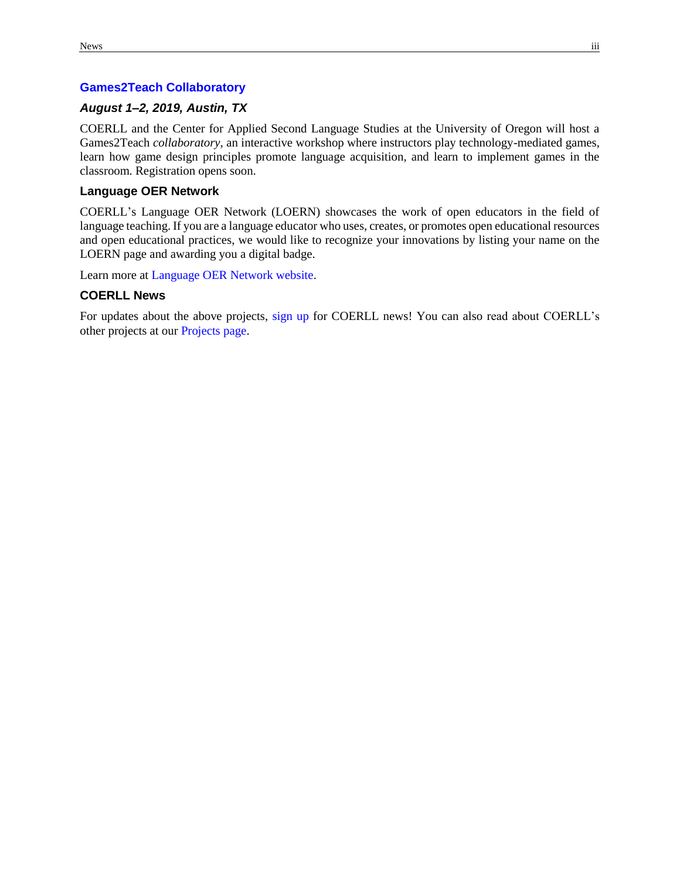## Games2Teach Collaboratory

### *August 1–2, 2019, Austin, TX*

COERLL and the Center for Applied Second Language Studies at the University of Oregon will host a Games2Teach *collaboratory*, an interactive workshop where instructors play technology-mediated games, learn how game design principles promote language acquisition, and learn to implement games in the classroom. Registration opens soon.

### Language OER Network

COERLL's Language OER Network (LOERN) showcases the work of open educators in the field of language teaching. If you are a language educator who uses, creates, or promotes open educational resources and open educational practices, we would like to recognize your innovations by listing your name on the LOERN page and awarding you a digital badge.

Learn more at Language OER Network website.

### COERLL News

For updates about the above projects, sign up for COERLL news! You can also read about COERLL's other projects at our Projects page.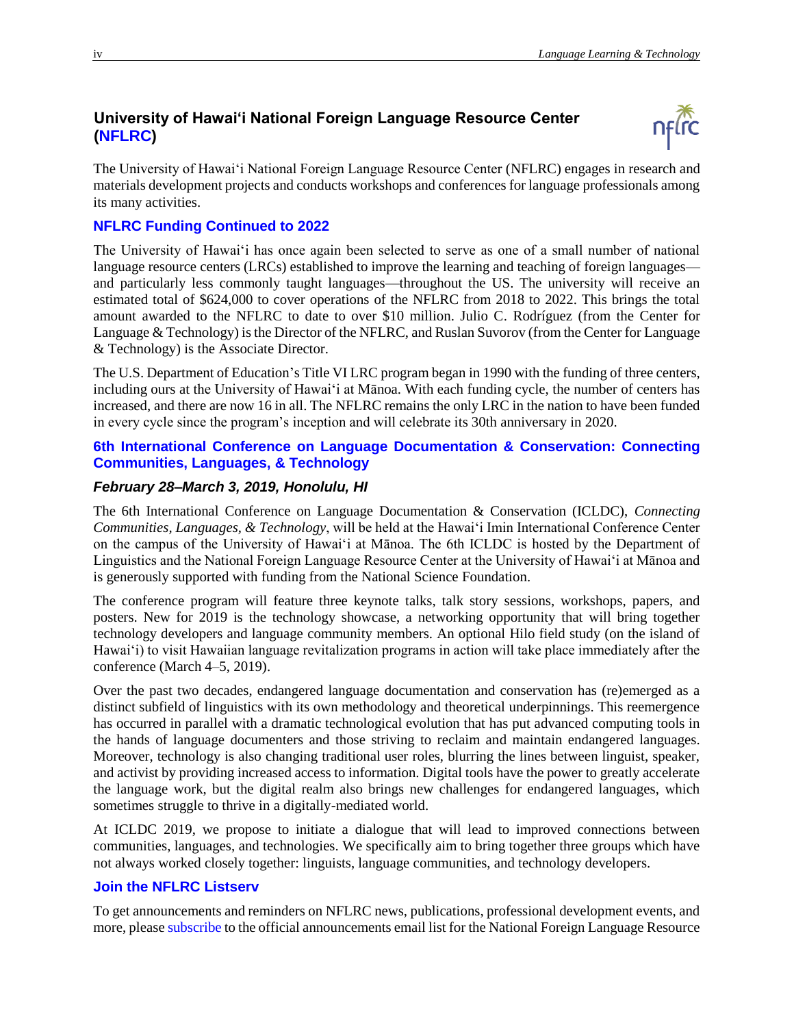## University of Hawaiʻi National Foreign Language Resource Center (NFLRC)

The University of Hawaiʻi National Foreign Language Resource Center (NFLRC) engages in research and materials development projects and conducts workshops and conferences for language professionals among its many activities.

### NFLRC Funding Continued to 2022

The University of Hawaiʻi has once again been selected to serve as one of a small number of national language resource centers (LRCs) established to improve the learning and teaching of foreign languages—and particularly less commonly taught languages—throughout the US. The university will receive an estimated total of $624,000 to cover operations of the NFLRC from 2018 to 2022. This brings the total amount awarded to the NFLRC to date to over $10 million. Julio C. Rodríguez (from the Center for Language & Technology) is the Director of the NFLRC, and Ruslan Suvorov (from the Center for Language & Technology) is the Associate Director.

The U.S. Department of Education's Title VI LRC program began in 1990 with the funding of three centers, including ours at the University of Hawaiʻi at Mānoa. With each funding cycle, the number of centers has increased, and there are now 16 in all. The NFLRC remains the only LRC in the nation to have been funded in every cycle since the program's inception and will celebrate its 30th anniversary in 2020.

### 6th International Conference on Language Documentation & Conservation: Connecting Communities, Languages, & Technology

#### *February 28–March 3, 2019, Honolulu, HI*

The 6th International Conference on Language Documentation & Conservation (ICLDC), *Connecting Communities, Languages, & Technology*, will be held at the Hawaiʻi Imin International Conference Center on the campus of the University of Hawaiʻi at Mānoa. The 6th ICLDC is hosted by the Department of Linguistics and the National Foreign Language Resource Center at the University of Hawaiʻi at Mānoa and is generously supported with funding from the National Science Foundation.

The conference program will feature three keynote talks, talk story sessions, workshops, papers, and posters. New for 2019 is the technology showcase, a networking opportunity that will bring together technology developers and language community members. An optional Hilo field study (on the island of Hawaiʻi) to visit Hawaiian language revitalization programs in action will take place immediately after the conference (March 4–5, 2019).

Over the past two decades, endangered language documentation and conservation has (re)emerged as a distinct subfield of linguistics with its own methodology and theoretical underpinnings. This reemergence has occurred in parallel with a dramatic technological evolution that has put advanced computing tools in the hands of language documenters and those striving to reclaim and maintain endangered languages. Moreover, technology is also changing traditional user roles, blurring the lines between linguist, speaker, and activist by providing increased access to information. Digital tools have the power to greatly accelerate the language work, but the digital realm also brings new challenges for endangered languages, which sometimes struggle to thrive in a digitally-mediated world.

At ICLDC 2019, we propose to initiate a dialogue that will lead to improved connections between communities, languages, and technologies. We specifically aim to bring together three groups which have not always worked closely together: linguists, language communities, and technology developers.

### Join the NFLRC Listserv

To get announcements and reminders on NFLRC news, publications, professional development events, and more, please subscribe to the official announcements email list for the National Foreign Language Resource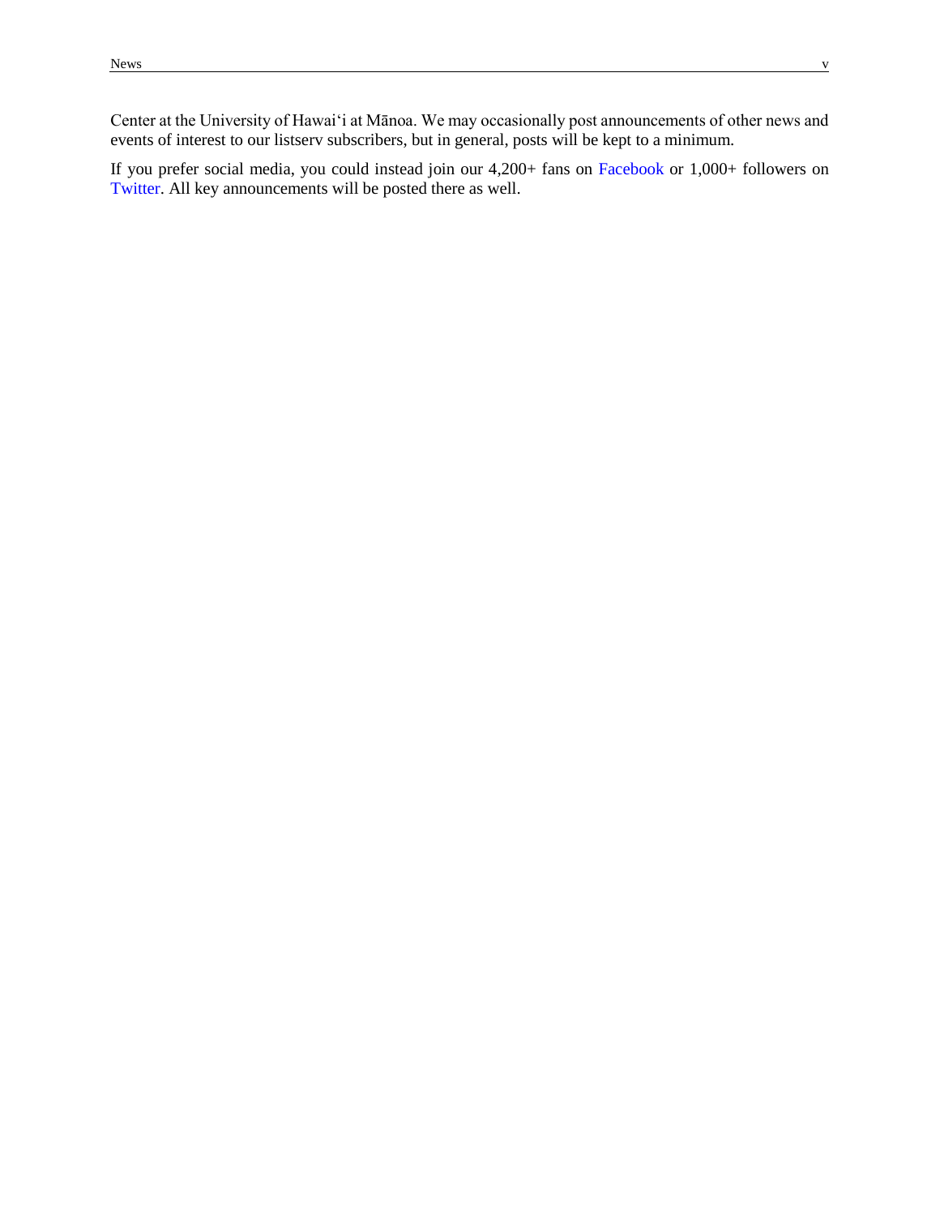Center at the University of Hawai‘i at Mānoa. We may occasionally post announcements of other news and events of interest to our listserv subscribers, but in general, posts will be kept to a minimum.

If you prefer social media, you could instead join our 4,200+ fans on Facebook or 1,000+ followers on Twitter. All key announcements will be posted there as well.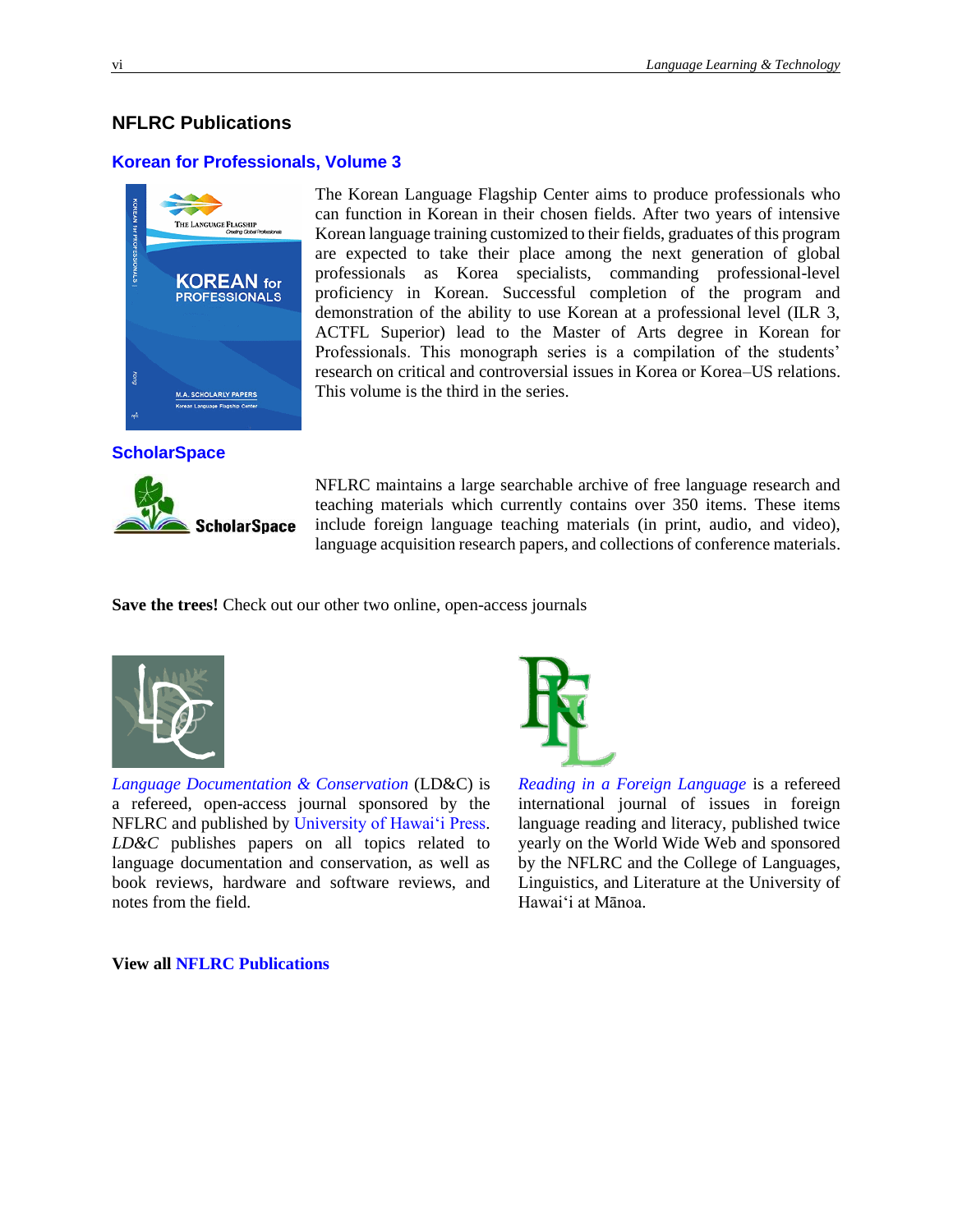## NFLRC Publications

### Korean for Professionals, Volume 3

The Korean Language Flagship Center aims to produce professionals who can function in Korean in their chosen fields. After two years of intensive Korean language training customized to their fields, graduates of this program are expected to take their place among the next generation of global professionals as Korea specialists, commanding professional-level proficiency in Korean. Successful completion of the program and demonstration of the ability to use Korean at a professional level (ILR 3, ACTFL Superior) lead to the Master of Arts degree in Korean for Professionals. This monograph series is a compilation of the students' research on critical and controversial issues in Korea or Korea–US relations. This volume is the third in the series.

### ScholarSpace

NFLRC maintains a large searchable archive of free language research and teaching materials which currently contains over 350 items. These items include foreign language teaching materials (in print, audio, and video), language acquisition research papers, and collections of conference materials.

**Save the trees!** Check out our other two online, open-access journals

*Language Documentation & Conservation* (LD&C) is a refereed, open-access journal sponsored by the NFLRC and published by University of Hawai'i Press. *LD&C* publishes papers on all topics related to language documentation and conservation, as well as book reviews, hardware and software reviews, and notes from the field.

*Reading in a Foreign Language* is a refereed international journal of issues in foreign language reading and literacy, published twice yearly on the World Wide Web and sponsored by the NFLRC and the College of Languages, Linguistics, and Literature at the University of Hawai'i at Mānoa.

**View all NFLRC Publications**